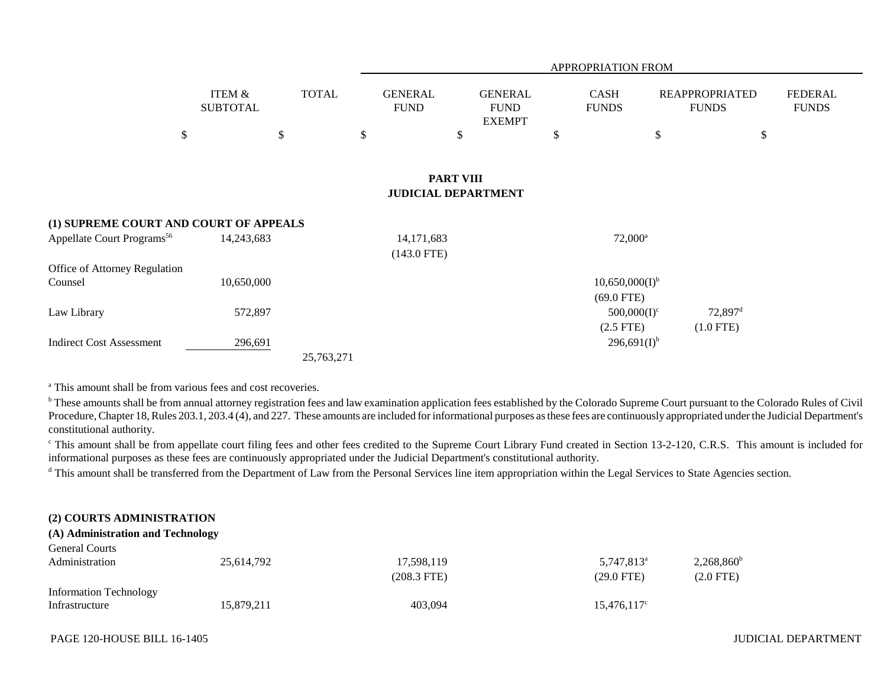| | ITEM & SUBTOTAL | TOTAL | GENERAL FUND | GENERAL FUND EXEMPT | CASH FUNDS | REAPPROPRIATED FUNDS | FEDERAL FUNDS |
|---|---|---|---|---|---|---|---|
| | | | APPROPRIATION FROM | | | | |
| | $ | $ | $ | $ | $ | $ | $ |

## PART VIII
## JUDICIAL DEPARTMENT

**(1) SUPREME COURT AND COURT OF APPEALS**

| | ITEM & SUBTOTAL | TOTAL | GENERAL FUND | GENERAL FUND EXEMPT | CASH FUNDS | REAPPROPRIATED FUNDS | FEDERAL FUNDS |
|---|---|---|---|---|---|---|---|
| Appellate Court Programs[56] | 14,243,683 | | 14,171,683 (143.0 FTE) | | 72,000[a] | | |
| Office of Attorney Regulation Counsel | 10,650,000 | | | | 10,650,000(I)[b] (69.0 FTE) | | |
| Law Library | 572,897 | | | | 500,000(I)[c] (2.5 FTE) | 72,897[d] (1.0 FTE) | |
| Indirect Cost Assessment | 296,691 | | | | 296,691(I)[b] | | |
| | | 25,763,271 | | | | | |

[a] This amount shall be from various fees and cost recoveries.

[b] These amounts shall be from annual attorney registration fees and law examination application fees established by the Colorado Supreme Court pursuant to the Colorado Rules of Civil Procedure, Chapter 18, Rules 203.1, 203.4 (4), and 227. These amounts are included for informational purposes as these fees are continuously appropriated under the Judicial Department's constitutional authority.

[c] This amount shall be from appellate court filing fees and other fees credited to the Supreme Court Library Fund created in Section 13-2-120, C.R.S. This amount is included for informational purposes as these fees are continuously appropriated under the Judicial Department's constitutional authority.

[d] This amount shall be transferred from the Department of Law from the Personal Services line item appropriation within the Legal Services to State Agencies section.

**(2) COURTS ADMINISTRATION**

**(A) Administration and Technology**

| | ITEM & SUBTOTAL | TOTAL | GENERAL FUND | GENERAL FUND EXEMPT | CASH FUNDS | REAPPROPRIATED FUNDS | FEDERAL FUNDS |
|---|---|---|---|---|---|---|---|
| General Courts Administration | 25,614,792 | | 17,598,119 (208.3 FTE) | | 5,747,813[a] (29.0 FTE) | 2,268,860[b] (2.0 FTE) | |
| Information Technology Infrastructure | 15,879,211 | | 403,094 | | 15,476,117[c] | | |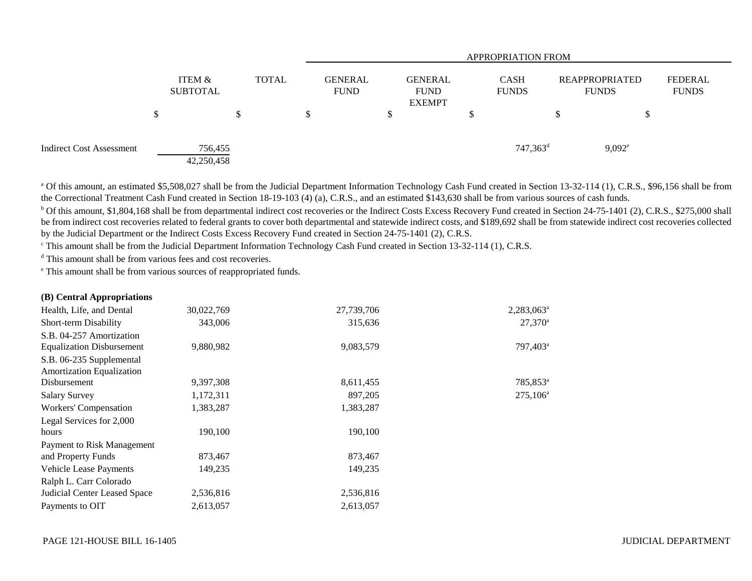| | ITEM & SUBTOTAL | TOTAL | APPROPRIATION FROM | | | | |
|---|---|---|---|---|---|---|---|
| | | | GENERAL FUND | GENERAL FUND EXEMPT | CASH FUNDS | REAPPROPRIATED FUNDS | FEDERAL FUNDS |
| | $ | $ | $ | $ | $ | $ | $ |
| Indirect Cost Assessment | 756,455 | | | | 747,363[d] | 9,092[e] | |
| | 42,250,458 | | | | | | |

[a] Of this amount, an estimated $5,508,027 shall be from the Judicial Department Information Technology Cash Fund created in Section 13-32-114 (1), C.R.S., $96,156 shall be from the Correctional Treatment Cash Fund created in Section 18-19-103 (4) (a), C.R.S., and an estimated $143,630 shall be from various sources of cash funds.

[b] Of this amount, $1,804,168 shall be from departmental indirect cost recoveries or the Indirect Costs Excess Recovery Fund created in Section 24-75-1401 (2), C.R.S., $275,000 shall be from indirect cost recoveries related to federal grants to cover both departmental and statewide indirect costs, and $189,692 shall be from statewide indirect cost recoveries collected by the Judicial Department or the Indirect Costs Excess Recovery Fund created in Section 24-75-1401 (2), C.R.S.

[c] This amount shall be from the Judicial Department Information Technology Cash Fund created in Section 13-32-114 (1), C.R.S.

[d] This amount shall be from various fees and cost recoveries.

[e] This amount shall be from various sources of reappropriated funds.

**(B) Central Appropriations**

| | ITEM & SUBTOTAL | TOTAL | GENERAL FUND | GENERAL FUND EXEMPT | CASH FUNDS | REAPPROPRIATED FUNDS | FEDERAL FUNDS |
|---|---|---|---|---|---|---|---|
| Health, Life, and Dental | 30,022,769 | | 27,739,706 | | 2,283,063[a] | | |
| Short-term Disability | 343,006 | | 315,636 | | 27,370[a] | | |
| S.B. 04-257 Amortization Equalization Disbursement | 9,880,982 | | 9,083,579 | | 797,403[a] | | |
| S.B. 06-235 Supplemental Amortization Equalization Disbursement | 9,397,308 | | 8,611,455 | | 785,853[a] | | |
| Salary Survey | 1,172,311 | | 897,205 | | 275,106[a] | | |
| Workers' Compensation | 1,383,287 | | 1,383,287 | | | | |
| Legal Services for 2,000 hours | 190,100 | | 190,100 | | | | |
| Payment to Risk Management and Property Funds | 873,467 | | 873,467 | | | | |
| Vehicle Lease Payments | 149,235 | | 149,235 | | | | |
| Ralph L. Carr Colorado Judicial Center Leased Space | 2,536,816 | | 2,536,816 | | | | |
| Payments to OIT | 2,613,057 | | 2,613,057 | | | | |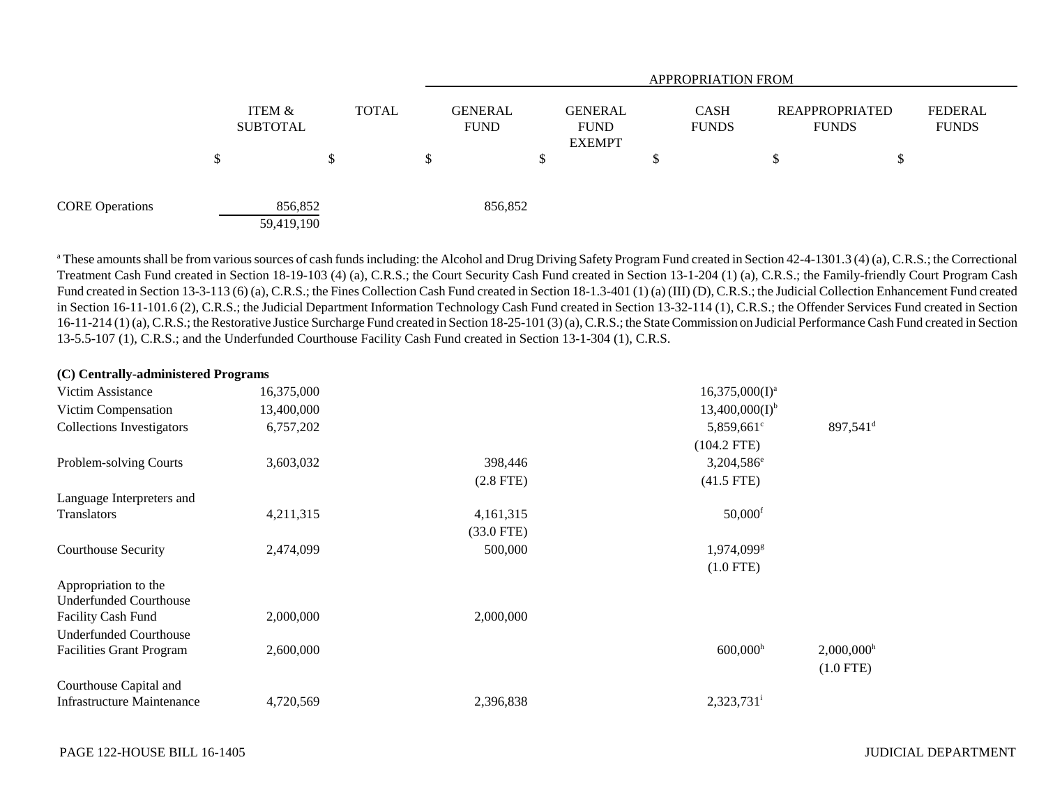| | ITEM & SUBTOTAL | TOTAL | APPROPRIATION FROM GENERAL FUND | GENERAL FUND EXEMPT | CASH FUNDS | REAPPROPRIATED FUNDS | FEDERAL FUNDS |
|---|---|---|---|---|---|---|---|
| | $ | $ | $ | $ | $ | $ | $ |
| CORE Operations | 856,852 | | 856,852 | | | | |
| | 59,419,190 | | | | | | |

[a] These amounts shall be from various sources of cash funds including: the Alcohol and Drug Driving Safety Program Fund created in Section 42-4-1301.3 (4) (a), C.R.S.; the Correctional Treatment Cash Fund created in Section 18-19-103 (4) (a), C.R.S.; the Court Security Cash Fund created in Section 13-1-204 (1) (a), C.R.S.; the Family-friendly Court Program Cash Fund created in Section 13-3-113 (6) (a), C.R.S.; the Fines Collection Cash Fund created in Section 18-1.3-401 (1) (a) (III) (D), C.R.S.; the Judicial Collection Enhancement Fund created in Section 16-11-101.6 (2), C.R.S.; the Judicial Department Information Technology Cash Fund created in Section 13-32-114 (1), C.R.S.; the Offender Services Fund created in Section 16-11-214 (1) (a), C.R.S.; the Restorative Justice Surcharge Fund created in Section 18-25-101 (3) (a), C.R.S.; the State Commission on Judicial Performance Cash Fund created in Section 13-5.5-107 (1), C.R.S.; and the Underfunded Courthouse Facility Cash Fund created in Section 13-1-304 (1), C.R.S.

**(C) Centrally-administered Programs**

| | ITEM & SUBTOTAL | TOTAL | GENERAL FUND | GENERAL FUND EXEMPT | CASH FUNDS | REAPPROPRIATED FUNDS | FEDERAL FUNDS |
|---|---|---|---|---|---|---|---|
| Victim Assistance | 16,375,000 | | | | 16,375,000(I)[a] | | |
| Victim Compensation | 13,400,000 | | | | 13,400,000(I)[b] | | |
| Collections Investigators | 6,757,202 | | | | 5,859,661[c] | 897,541[d] | |
| | | | | | (104.2 FTE) | | |
| Problem-solving Courts | 3,603,032 | | 398,446 | | 3,204,586[e] | | |
| | | | (2.8 FTE) | | (41.5 FTE) | | |
| Language Interpreters and Translators | 4,211,315 | | 4,161,315 | | 50,000[f] | | |
| | | | (33.0 FTE) | | | | |
| Courthouse Security | 2,474,099 | | 500,000 | | 1,974,099[g] | | |
| | | | | | (1.0 FTE) | | |
| Appropriation to the Underfunded Courthouse Facility Cash Fund | 2,000,000 | | 2,000,000 | | | | |
| Underfunded Courthouse Facilities Grant Program | 2,600,000 | | | | 600,000[h] | 2,000,000[h] | |
| | | | | | | (1.0 FTE) | |
| Courthouse Capital and Infrastructure Maintenance | 4,720,569 | | 2,396,838 | | 2,323,731[i] | | |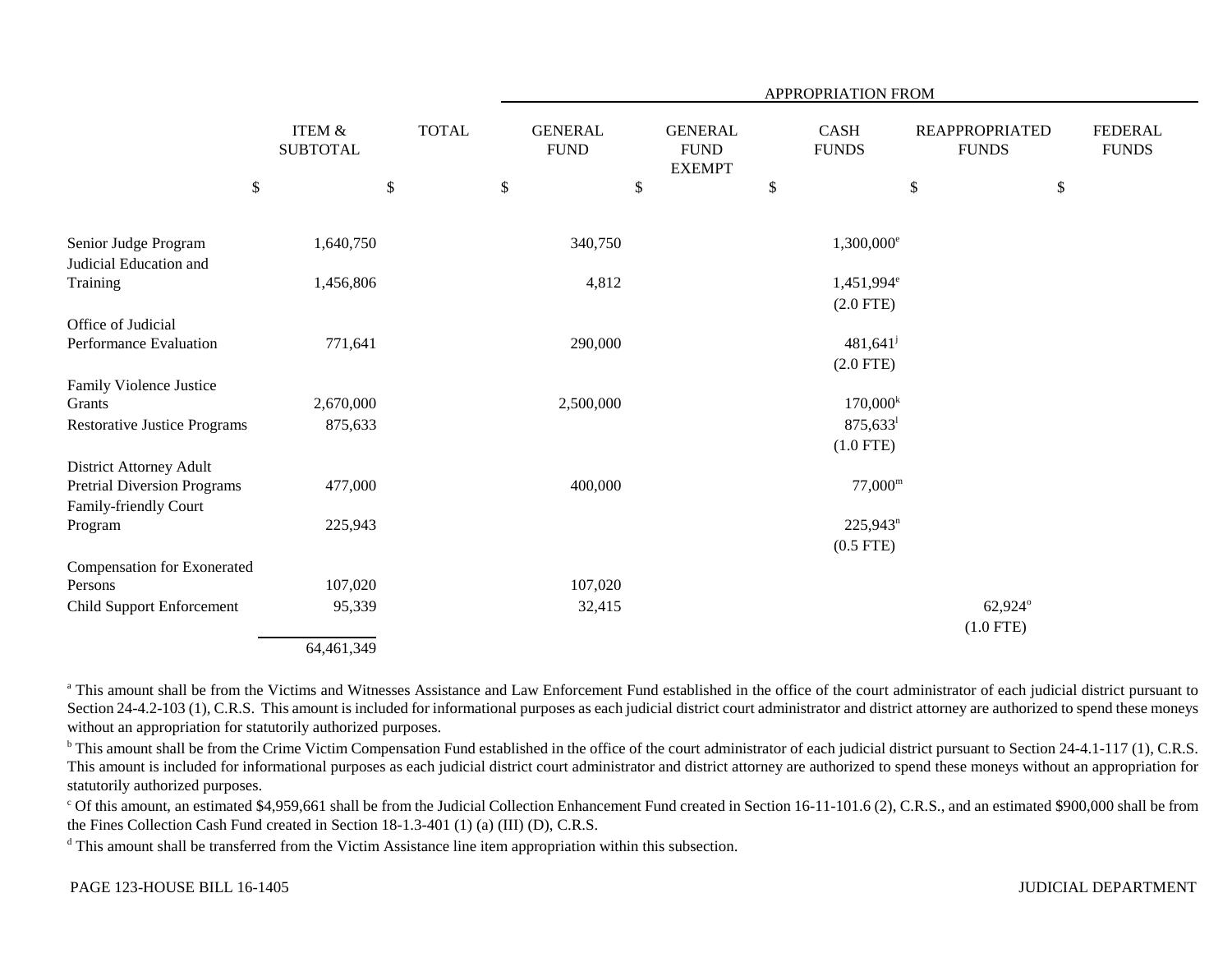| | ITEM & SUBTOTAL | TOTAL | APPROPRIATION FROM GENERAL FUND | GENERAL FUND EXEMPT | CASH FUNDS | REAPPROPRIATED FUNDS | FEDERAL FUNDS |
|---|---|---|---|---|---|---|---|
| | $ | $ | $ | $ | $ | $ | $ |
| Senior Judge Program | 1,640,750 | | 340,750 | | 1,300,000[e] | | |
| Judicial Education and Training | 1,456,806 | | 4,812 | | 1,451,994[e] (2.0 FTE) | | |
| Office of Judicial Performance Evaluation | 771,641 | | 290,000 | | 481,641[j] (2.0 FTE) | | |
| Family Violence Justice Grants | 2,670,000 | | 2,500,000 | | 170,000[k] | | |
| Restorative Justice Programs | 875,633 | | | | 875,633[l] (1.0 FTE) | | |
| District Attorney Adult Pretrial Diversion Programs | 477,000 | | 400,000 | | 77,000[m] | | |
| Family-friendly Court Program | 225,943 | | | | 225,943[n] (0.5 FTE) | | |
| Compensation for Exonerated Persons | 107,020 | | 107,020 | | | | |
| Child Support Enforcement | 95,339 | | 32,415 | | | 62,924[o] (1.0 FTE) | |
| | 64,461,349 | | | | | | |

[a] This amount shall be from the Victims and Witnesses Assistance and Law Enforcement Fund established in the office of the court administrator of each judicial district pursuant to Section 24-4.2-103 (1), C.R.S. This amount is included for informational purposes as each judicial district court administrator and district attorney are authorized to spend these moneys without an appropriation for statutorily authorized purposes.

[b] This amount shall be from the Crime Victim Compensation Fund established in the office of the court administrator of each judicial district pursuant to Section 24-4.1-117 (1), C.R.S. This amount is included for informational purposes as each judicial district court administrator and district attorney are authorized to spend these moneys without an appropriation for statutorily authorized purposes.

[c] Of this amount, an estimated $4,959,661 shall be from the Judicial Collection Enhancement Fund created in Section 16-11-101.6 (2), C.R.S., and an estimated $900,000 shall be from the Fines Collection Cash Fund created in Section 18-1.3-401 (1) (a) (III) (D), C.R.S.

[d] This amount shall be transferred from the Victim Assistance line item appropriation within this subsection.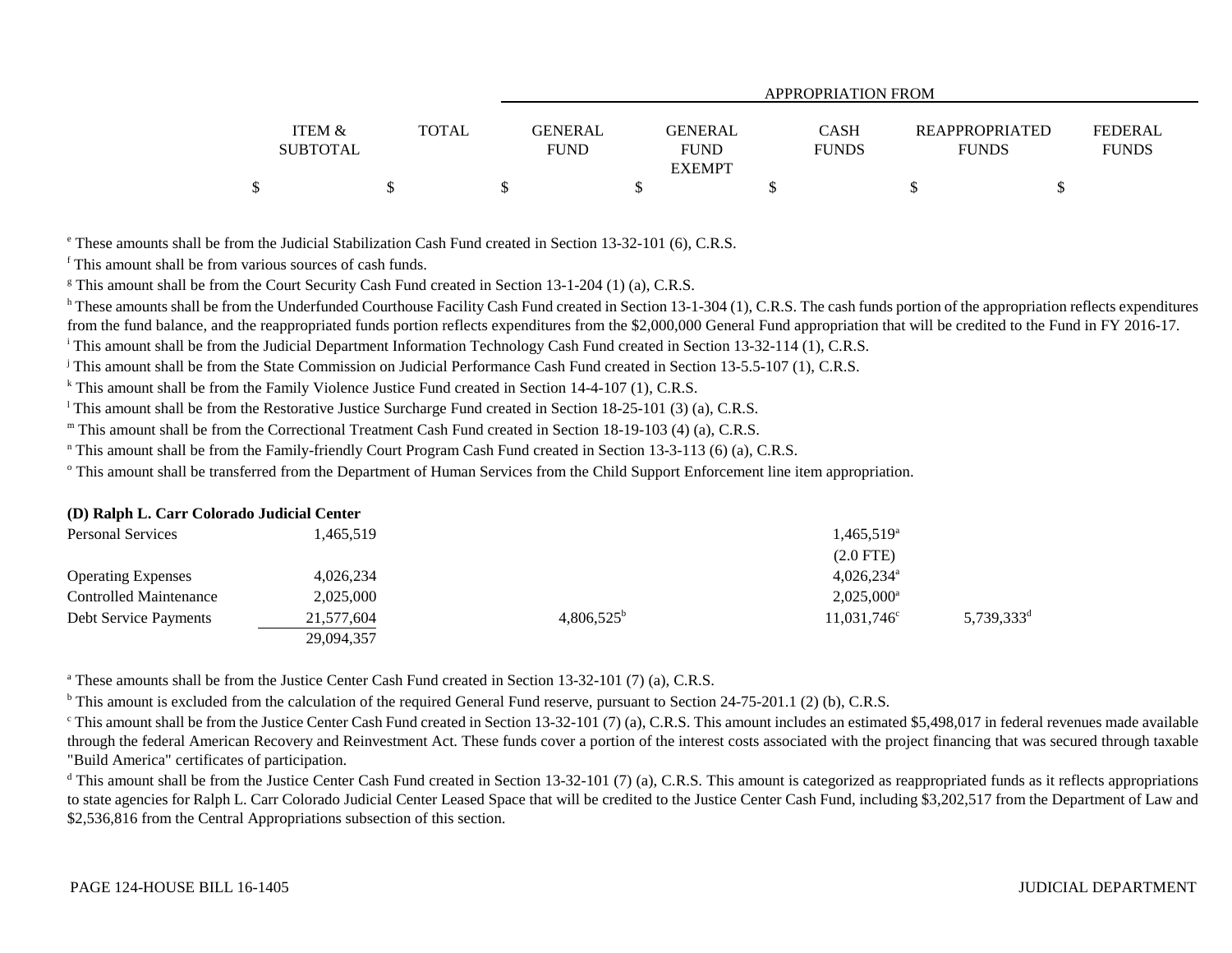| | ITEM & SUBTOTAL | TOTAL | APPROPRIATION FROM | | | | |
|---|---|---|---|---|---|---|---|
| | | | GENERAL FUND | GENERAL FUND EXEMPT | CASH FUNDS | REAPPROPRIATED FUNDS | FEDERAL FUNDS |
| | $ | $ | $ | $ | $ | $ | $ |

[e] These amounts shall be from the Judicial Stabilization Cash Fund created in Section 13-32-101 (6), C.R.S.

[f] This amount shall be from various sources of cash funds.

[g] This amount shall be from the Court Security Cash Fund created in Section 13-1-204 (1) (a), C.R.S.

[h] These amounts shall be from the Underfunded Courthouse Facility Cash Fund created in Section 13-1-304 (1), C.R.S. The cash funds portion of the appropriation reflects expenditures from the fund balance, and the reappropriated funds portion reflects expenditures from the $2,000,000 General Fund appropriation that will be credited to the Fund in FY 2016-17.

[i] This amount shall be from the Judicial Department Information Technology Cash Fund created in Section 13-32-114 (1), C.R.S.

[j] This amount shall be from the State Commission on Judicial Performance Cash Fund created in Section 13-5.5-107 (1), C.R.S.

[k] This amount shall be from the Family Violence Justice Fund created in Section 14-4-107 (1), C.R.S.

[l] This amount shall be from the Restorative Justice Surcharge Fund created in Section 18-25-101 (3) (a), C.R.S.

[m] This amount shall be from the Correctional Treatment Cash Fund created in Section 18-19-103 (4) (a), C.R.S.

[n] This amount shall be from the Family-friendly Court Program Cash Fund created in Section 13-3-113 (6) (a), C.R.S.

[o] This amount shall be transferred from the Department of Human Services from the Child Support Enforcement line item appropriation.

**(D) Ralph L. Carr Colorado Judicial Center**

| | ITEM & SUBTOTAL | TOTAL | GENERAL FUND | GENERAL FUND EXEMPT | CASH FUNDS | REAPPROPRIATED FUNDS | FEDERAL FUNDS |
|---|---|---|---|---|---|---|---|
| Personal Services | 1,465,519 | | | | 1,465,519[a] (2.0 FTE) | | |
| Operating Expenses | 4,026,234 | | | | 4,026,234[a] | | |
| Controlled Maintenance | 2,025,000 | | | | 2,025,000[a] | | |
| Debt Service Payments | 21,577,604 | | | 4,806,525[b] | 11,031,746[c] | 5,739,333[d] | |
| | 29,094,357 | | | | | | |

[a] These amounts shall be from the Justice Center Cash Fund created in Section 13-32-101 (7) (a), C.R.S.

[b] This amount is excluded from the calculation of the required General Fund reserve, pursuant to Section 24-75-201.1 (2) (b), C.R.S.

[c] This amount shall be from the Justice Center Cash Fund created in Section 13-32-101 (7) (a), C.R.S. This amount includes an estimated $5,498,017 in federal revenues made available through the federal American Recovery and Reinvestment Act. These funds cover a portion of the interest costs associated with the project financing that was secured through taxable "Build America" certificates of participation.

[d] This amount shall be from the Justice Center Cash Fund created in Section 13-32-101 (7) (a), C.R.S. This amount is categorized as reappropriated funds as it reflects appropriations to state agencies for Ralph L. Carr Colorado Judicial Center Leased Space that will be credited to the Justice Center Cash Fund, including $3,202,517 from the Department of Law and $2,536,816 from the Central Appropriations subsection of this section.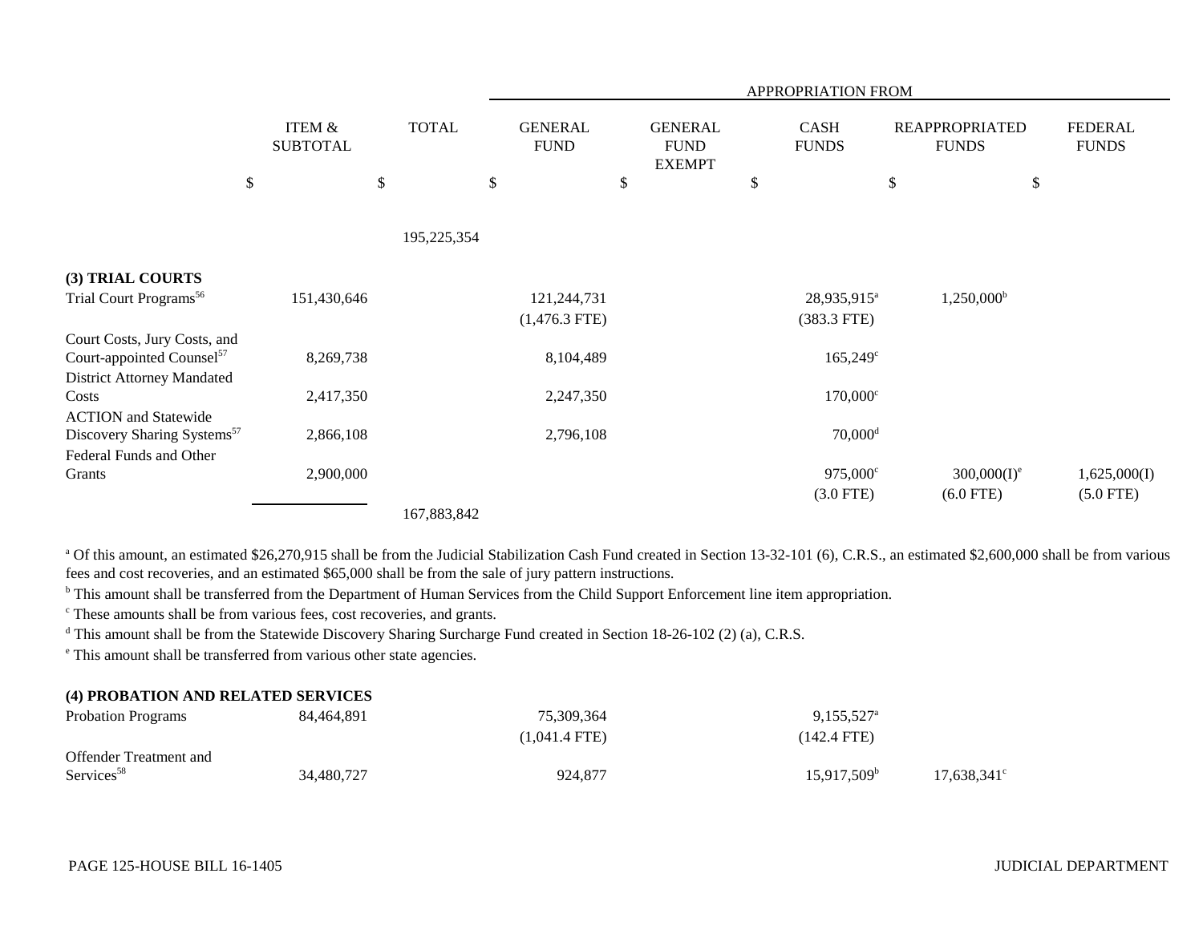| | ITEM & SUBTOTAL | TOTAL | APPROPRIATION FROM GENERAL FUND | GENERAL FUND EXEMPT | CASH FUNDS | REAPPROPRIATED FUNDS | FEDERAL FUNDS |
|---|---|---|---|---|---|---|---|
| | $ | $ | $ | $ | $ | $ | $ |
| | | 195,225,354 | | | | | |
| **(3) TRIAL COURTS** | | | | | | | |
| Trial Court Programs[56] | 151,430,646 | | 121,244,731 | | 28,935,915[a] | 1,250,000[b] | |
| | | | (1,476.3 FTE) | | (383.3 FTE) | | |
| Court Costs, Jury Costs, and Court-appointed Counsel[57] | 8,269,738 | | 8,104,489 | | 165,249[c] | | |
| District Attorney Mandated Costs | 2,417,350 | | 2,247,350 | | 170,000[c] | | |
| ACTION and Statewide Discovery Sharing Systems[57] | 2,866,108 | | 2,796,108 | | 70,000[d] | | |
| Federal Funds and Other Grants | 2,900,000 | | | | 975,000[c] | 300,000(I)[e] | 1,625,000(I) |
| | | | | | (3.0 FTE) | (6.0 FTE) | (5.0 FTE) |
| | | 167,883,842 | | | | | |

[a] Of this amount, an estimated $26,270,915 shall be from the Judicial Stabilization Cash Fund created in Section 13-32-101 (6), C.R.S., an estimated $2,600,000 shall be from various fees and cost recoveries, and an estimated $65,000 shall be from the sale of jury pattern instructions.

[b] This amount shall be transferred from the Department of Human Services from the Child Support Enforcement line item appropriation.

[c] These amounts shall be from various fees, cost recoveries, and grants.

[d] This amount shall be from the Statewide Discovery Sharing Surcharge Fund created in Section 18-26-102 (2) (a), C.R.S.

[e] This amount shall be transferred from various other state agencies.

| | ITEM & SUBTOTAL | TOTAL | GENERAL FUND | GENERAL FUND EXEMPT | CASH FUNDS | REAPPROPRIATED FUNDS | FEDERAL FUNDS |
|---|---|---|---|---|---|---|---|
| **(4) PROBATION AND RELATED SERVICES** | | | | | | | |
| Probation Programs | 84,464,891 | | 75,309,364 | | 9,155,527[a] | | |
| | | | (1,041.4 FTE) | | (142.4 FTE) | | |
| Offender Treatment and Services[58] | 34,480,727 | | 924,877 | | 15,917,509[b] | 17,638,341[c] | |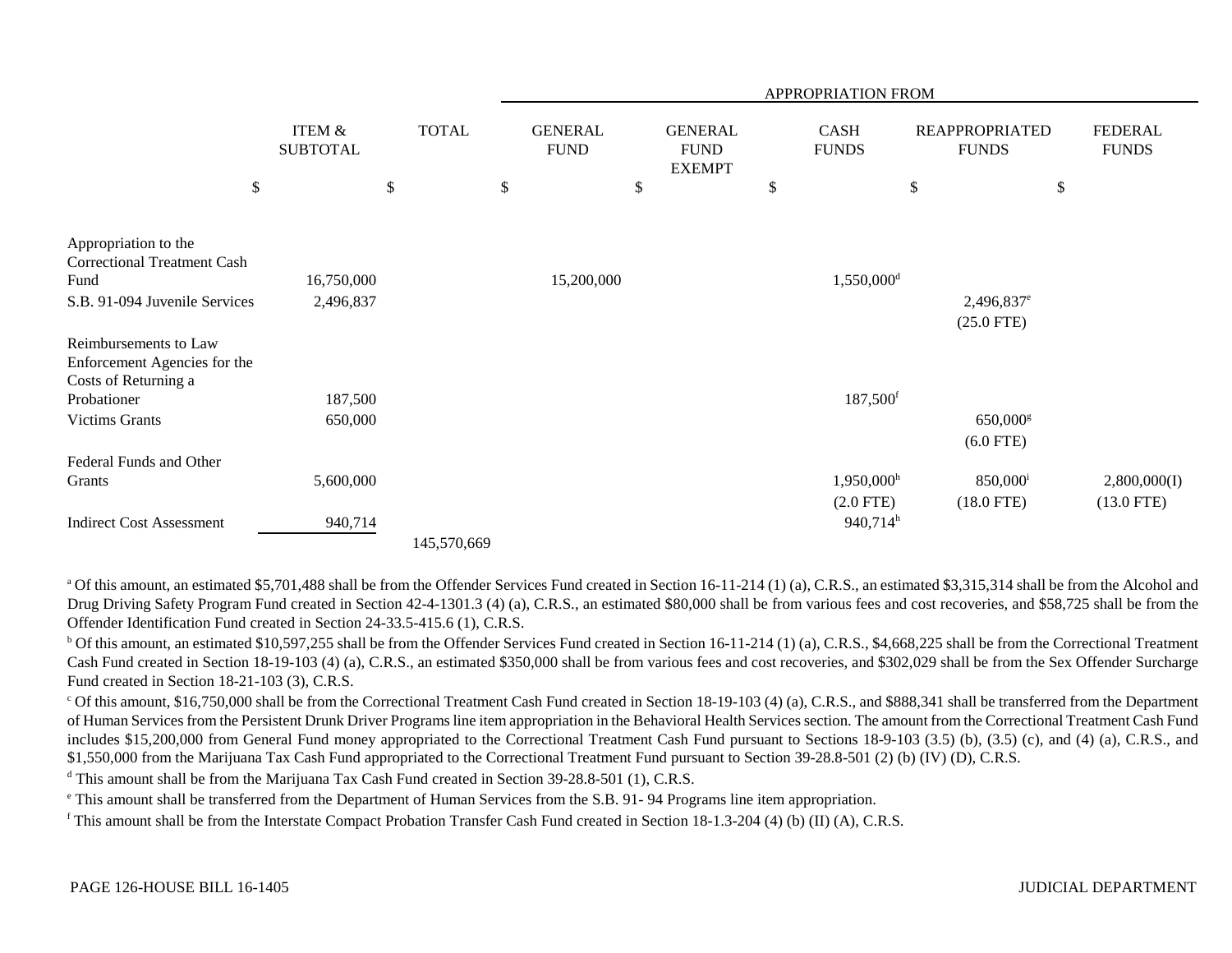| | ITEM & SUBTOTAL | TOTAL | APPROPRIATION FROM | | | | |
|---|---|---|---|---|---|---|---|
| | | | GENERAL FUND | GENERAL FUND EXEMPT | CASH FUNDS | REAPPROPRIATED FUNDS | FEDERAL FUNDS |
| | $ | $ | $ | $ | $ | $ | $ |
| Appropriation to the Correctional Treatment Cash Fund | 16,750,000 | | 15,200,000 | | 1,550,000[d] | | |
| S.B. 91-094 Juvenile Services | 2,496,837 | | | | | 2,496,837[e] (25.0 FTE) | |
| Reimbursements to Law Enforcement Agencies for the Costs of Returning a Probationer | 187,500 | | | | 187,500[f] | | |
| Victims Grants | 650,000 | | | | | 650,000[g] (6.0 FTE) | |
| Federal Funds and Other Grants | 5,600,000 | | | | 1,950,000[h] (2.0 FTE) | 850,000[i] (18.0 FTE) | 2,800,000(I) (13.0 FTE) |
| Indirect Cost Assessment | 940,714 | | | | 940,714[h] | | |
| | | 145,570,669 | | | | | |

[a] Of this amount, an estimated $5,701,488 shall be from the Offender Services Fund created in Section 16-11-214 (1) (a), C.R.S., an estimated $3,315,314 shall be from the Alcohol and Drug Driving Safety Program Fund created in Section 42-4-1301.3 (4) (a), C.R.S., an estimated $80,000 shall be from various fees and cost recoveries, and $58,725 shall be from the Offender Identification Fund created in Section 24-33.5-415.6 (1), C.R.S.

[b] Of this amount, an estimated $10,597,255 shall be from the Offender Services Fund created in Section 16-11-214 (1) (a), C.R.S., $4,668,225 shall be from the Correctional Treatment Cash Fund created in Section 18-19-103 (4) (a), C.R.S., an estimated $350,000 shall be from various fees and cost recoveries, and $302,029 shall be from the Sex Offender Surcharge Fund created in Section 18-21-103 (3), C.R.S.

[c] Of this amount, $16,750,000 shall be from the Correctional Treatment Cash Fund created in Section 18-19-103 (4) (a), C.R.S., and $888,341 shall be transferred from the Department of Human Services from the Persistent Drunk Driver Programs line item appropriation in the Behavioral Health Services section. The amount from the Correctional Treatment Cash Fund includes $15,200,000 from General Fund money appropriated to the Correctional Treatment Cash Fund pursuant to Sections 18-9-103 (3.5) (b), (3.5) (c), and (4) (a), C.R.S., and $1,550,000 from the Marijuana Tax Cash Fund appropriated to the Correctional Treatment Fund pursuant to Section 39-28.8-501 (2) (b) (IV) (D), C.R.S.

[d] This amount shall be from the Marijuana Tax Cash Fund created in Section 39-28.8-501 (1), C.R.S.

[e] This amount shall be transferred from the Department of Human Services from the S.B. 91- 94 Programs line item appropriation.

[f] This amount shall be from the Interstate Compact Probation Transfer Cash Fund created in Section 18-1.3-204 (4) (b) (II) (A), C.R.S.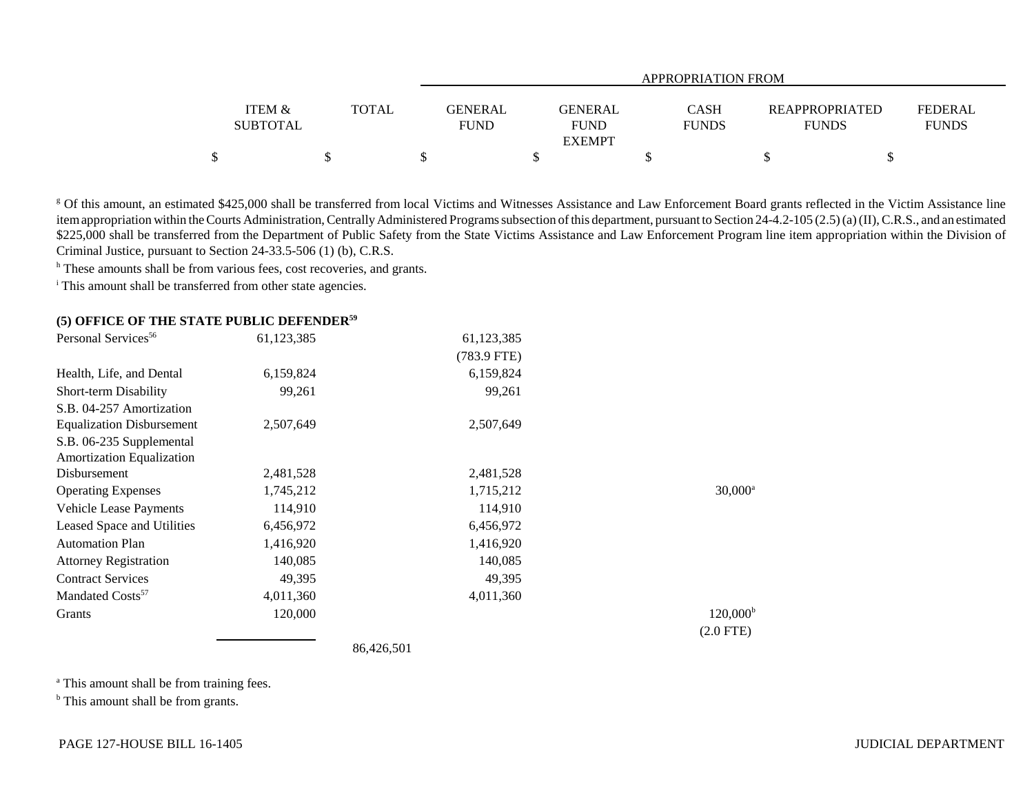| | ITEM & SUBTOTAL | TOTAL | APPROPRIATION FROM GENERAL FUND | GENERAL FUND EXEMPT | CASH FUNDS | REAPPROPRIATED FUNDS | FEDERAL FUNDS |
|---|---|---|---|---|---|---|---|
| | $ | $ | $ | $ | $ | $ | $ |

[g] Of this amount, an estimated $425,000 shall be transferred from local Victims and Witnesses Assistance and Law Enforcement Board grants reflected in the Victim Assistance line item appropriation within the Courts Administration, Centrally Administered Programs subsection of this department, pursuant to Section 24-4.2-105 (2.5) (a) (II), C.R.S., and an estimated $225,000 shall be transferred from the Department of Public Safety from the State Victims Assistance and Law Enforcement Program line item appropriation within the Division of Criminal Justice, pursuant to Section 24-33.5-506 (1) (b), C.R.S.

[h] These amounts shall be from various fees, cost recoveries, and grants.

[i] This amount shall be transferred from other state agencies.

**(5) OFFICE OF THE STATE PUBLIC DEFENDER[59]**

| | ITEM & SUBTOTAL | TOTAL | GENERAL FUND | GENERAL FUND EXEMPT | CASH FUNDS | REAPPROPRIATED FUNDS | FEDERAL FUNDS |
|---|---|---|---|---|---|---|---|
| Personal Services[56] | 61,123,385 | | 61,123,385 (783.9 FTE) | | | | |
| Health, Life, and Dental | 6,159,824 | | 6,159,824 | | | | |
| Short-term Disability | 99,261 | | 99,261 | | | | |
| S.B. 04-257 Amortization Equalization Disbursement | 2,507,649 | | 2,507,649 | | | | |
| S.B. 06-235 Supplemental Amortization Equalization Disbursement | 2,481,528 | | 2,481,528 | | | | |
| Operating Expenses | 1,745,212 | | 1,715,212 | | 30,000[a] | | |
| Vehicle Lease Payments | 114,910 | | 114,910 | | | | |
| Leased Space and Utilities | 6,456,972 | | 6,456,972 | | | | |
| Automation Plan | 1,416,920 | | 1,416,920 | | | | |
| Attorney Registration | 140,085 | | 140,085 | | | | |
| Contract Services | 49,395 | | 49,395 | | | | |
| Mandated Costs[57] | 4,011,360 | | 4,011,360 | | | | |
| Grants | 120,000 | | | | 120,000[b] (2.0 FTE) | | |
| | | 86,426,501 | | | | | |

[a] This amount shall be from training fees.

[b] This amount shall be from grants.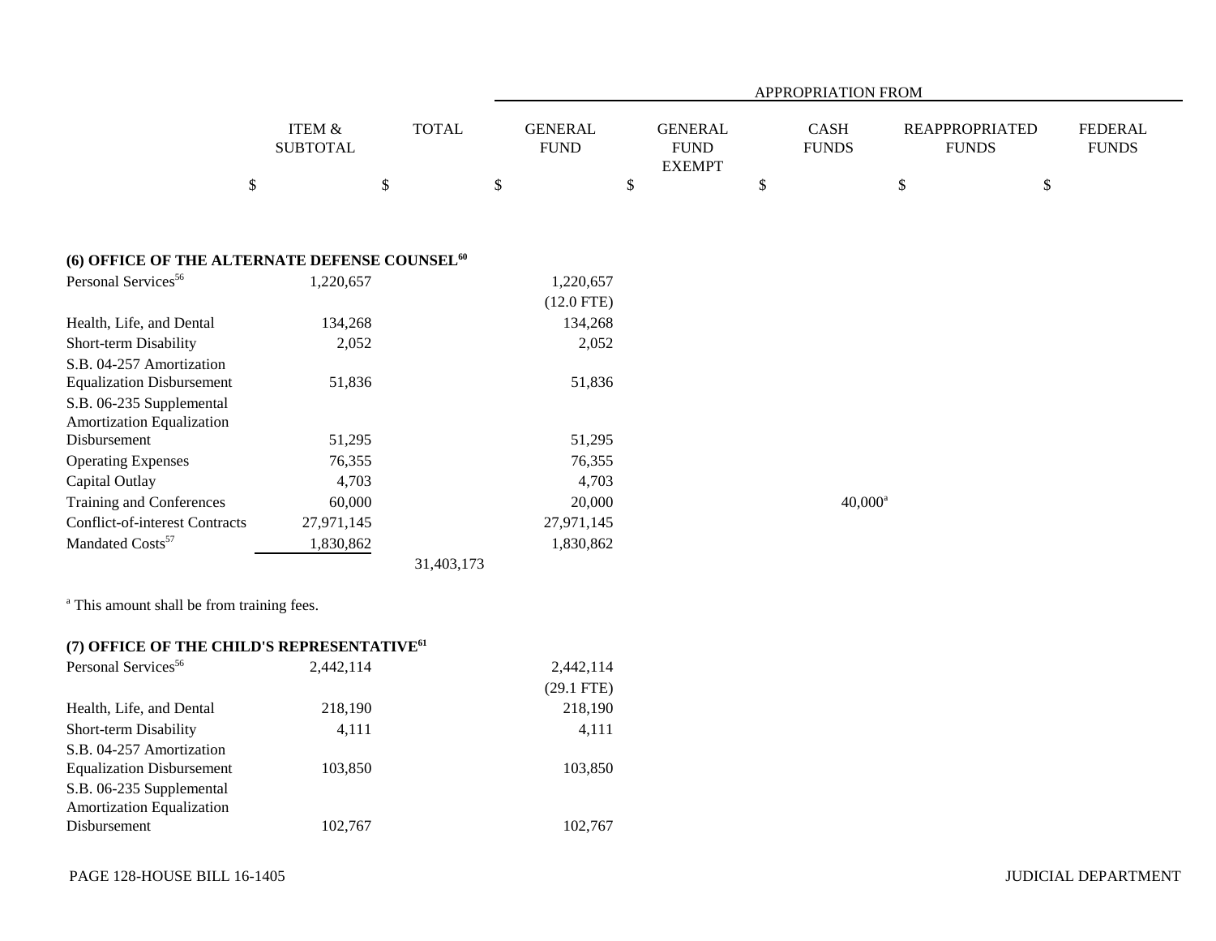| | ITEM & SUBTOTAL | TOTAL | APPROPRIATION FROM | | | | |
|---|---|---|---|---|---|---|---|
| | | | GENERAL FUND | GENERAL FUND EXEMPT | CASH FUNDS | REAPPROPRIATED FUNDS | FEDERAL FUNDS |
| | $ | $ | $ | $ | $ | $ | $ |
| **(6) OFFICE OF THE ALTERNATE DEFENSE COUNSEL[60]** | | | | | | | |
| Personal Services[56] | 1,220,657 | | 1,220,657 | | | | |
| | | | (12.0 FTE) | | | | |
| Health, Life, and Dental | 134,268 | | 134,268 | | | | |
| Short-term Disability | 2,052 | | 2,052 | | | | |
| S.B. 04-257 Amortization Equalization Disbursement | 51,836 | | 51,836 | | | | |
| S.B. 06-235 Supplemental Amortization Equalization Disbursement | 51,295 | | 51,295 | | | | |
| Operating Expenses | 76,355 | | 76,355 | | | | |
| Capital Outlay | 4,703 | | 4,703 | | | | |
| Training and Conferences | 60,000 | | 20,000 | | 40,000[a] | | |
| Conflict-of-interest Contracts | 27,971,145 | | 27,971,145 | | | | |
| Mandated Costs[57] | 1,830,862 | | 1,830,862 | | | | |
| | | 31,403,173 | | | | | |

[a] This amount shall be from training fees.

| | ITEM & SUBTOTAL | TOTAL | GENERAL FUND | GENERAL FUND EXEMPT | CASH FUNDS | REAPPROPRIATED FUNDS | FEDERAL FUNDS |
|---|---|---|---|---|---|---|---|
| **(7) OFFICE OF THE CHILD'S REPRESENTATIVE[61]** | | | | | | | |
| Personal Services[56] | 2,442,114 | | 2,442,114 | | | | |
| | | | (29.1 FTE) | | | | |
| Health, Life, and Dental | 218,190 | | 218,190 | | | | |
| Short-term Disability | 4,111 | | 4,111 | | | | |
| S.B. 04-257 Amortization Equalization Disbursement | 103,850 | | 103,850 | | | | |
| S.B. 06-235 Supplemental Amortization Equalization Disbursement | 102,767 | | 102,767 | | | | |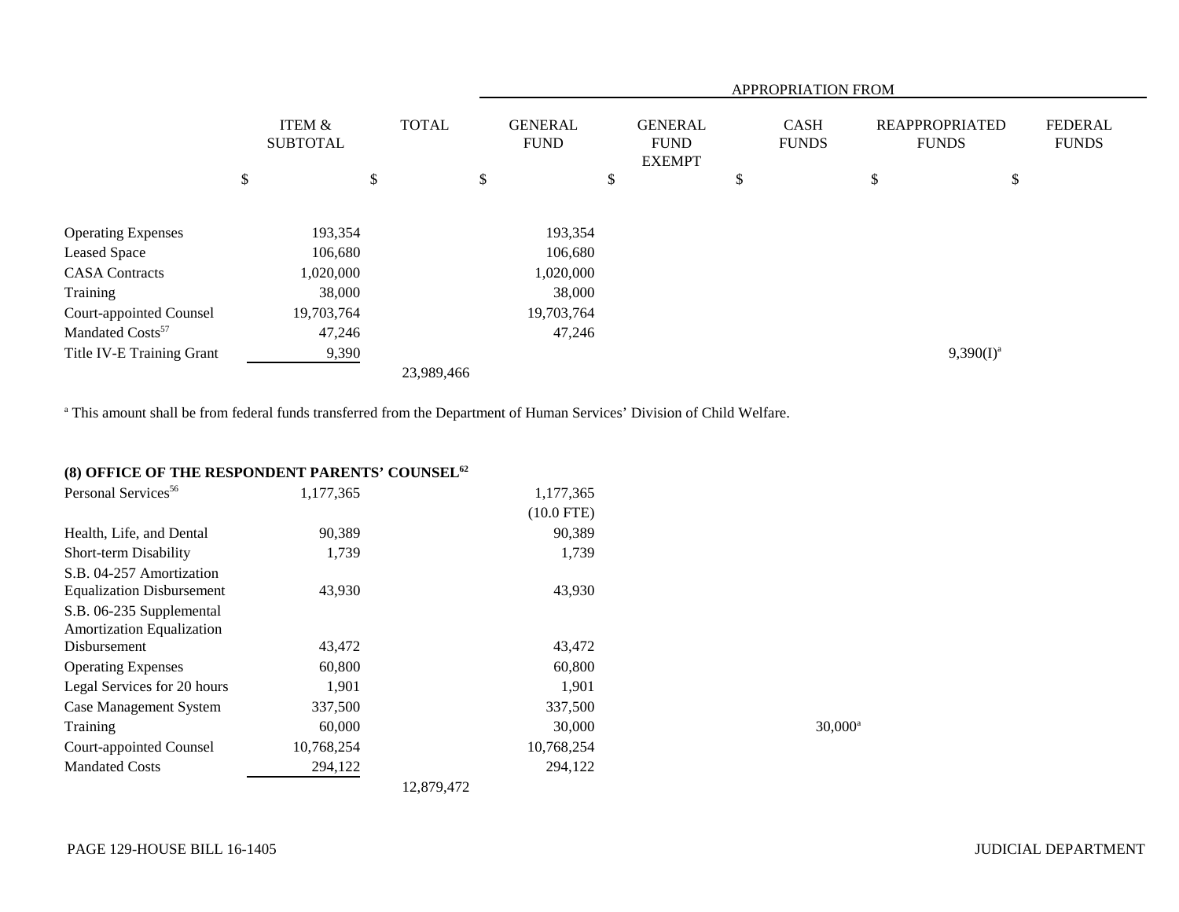| | ITEM & SUBTOTAL | TOTAL | APPROPRIATION FROM | | | | |
|---|---|---|---|---|---|---|---|
| | | | GENERAL FUND | GENERAL FUND EXEMPT | CASH FUNDS | REAPPROPRIATED FUNDS | FEDERAL FUNDS |
| | $ | $ | $ | $ | $ | $ | $ |
| Operating Expenses | 193,354 | | 193,354 | | | | |
| Leased Space | 106,680 | | 106,680 | | | | |
| CASA Contracts | 1,020,000 | | 1,020,000 | | | | |
| Training | 38,000 | | 38,000 | | | | |
| Court-appointed Counsel | 19,703,764 | | 19,703,764 | | | | |
| Mandated Costs[57] | 47,246 | | 47,246 | | | | |
| Title IV-E Training Grant | 9,390 | | | | | 9,390(I)[a] | |
| | | 23,989,466 | | | | | |

[a] This amount shall be from federal funds transferred from the Department of Human Services' Division of Child Welfare.

| | ITEM & SUBTOTAL | TOTAL | GENERAL FUND | GENERAL FUND EXEMPT | CASH FUNDS | REAPPROPRIATED FUNDS | FEDERAL FUNDS |
|---|---|---|---|---|---|---|---|
| **(8) OFFICE OF THE RESPONDENT PARENTS' COUNSEL[62]** | | | | | | | |
| Personal Services[56] | 1,177,365 | | 1,177,365 | | | | |
| | | | (10.0 FTE) | | | | |
| Health, Life, and Dental | 90,389 | | 90,389 | | | | |
| Short-term Disability | 1,739 | | 1,739 | | | | |
| S.B. 04-257 Amortization Equalization Disbursement | 43,930 | | 43,930 | | | | |
| S.B. 06-235 Supplemental Amortization Equalization Disbursement | 43,472 | | 43,472 | | | | |
| Operating Expenses | 60,800 | | 60,800 | | | | |
| Legal Services for 20 hours | 1,901 | | 1,901 | | | | |
| Case Management System | 337,500 | | 337,500 | | | | |
| Training | 60,000 | | 30,000 | | 30,000[a] | | |
| Court-appointed Counsel | 10,768,254 | | 10,768,254 | | | | |
| Mandated Costs | 294,122 | | 294,122 | | | | |
| | | 12,879,472 | | | | | |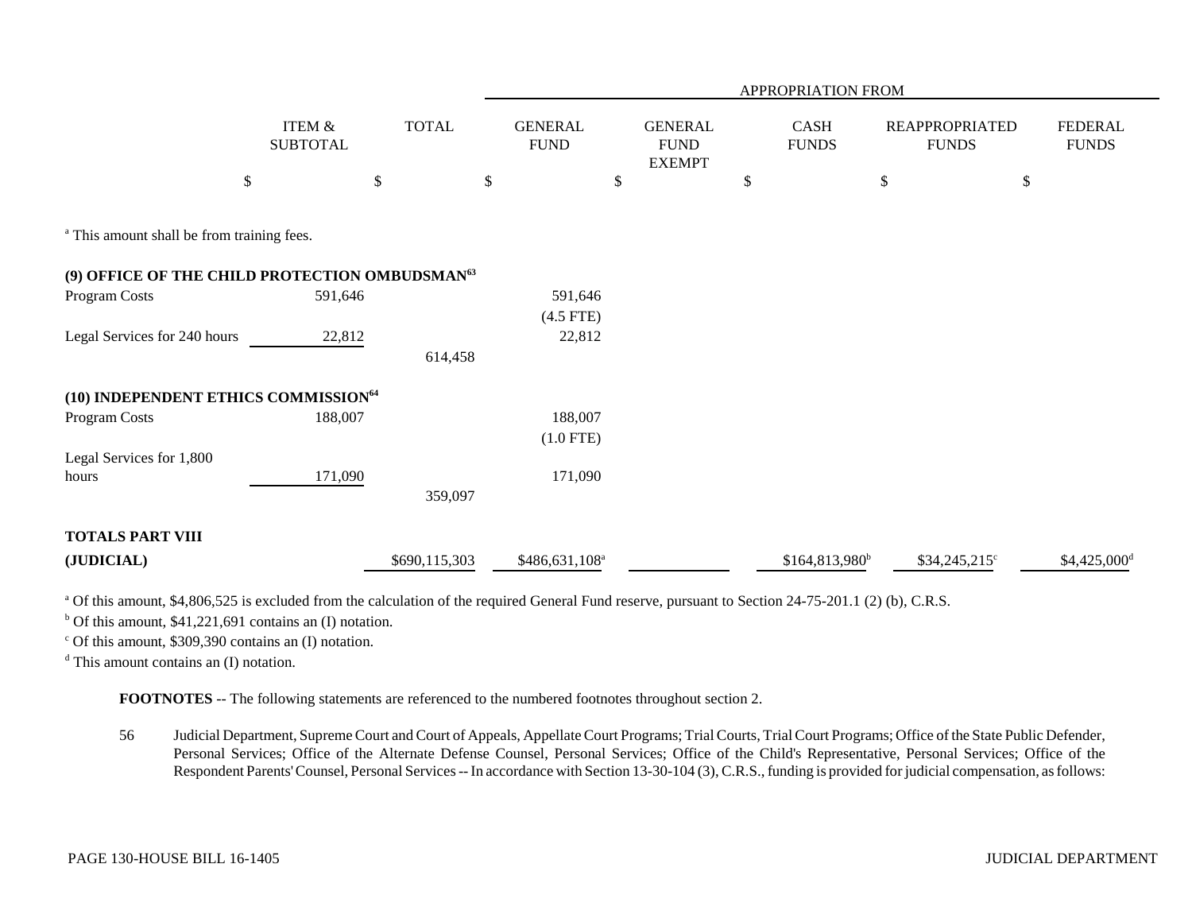| | ITEM & SUBTOTAL | TOTAL | APPROPRIATION FROM GENERAL FUND | GENERAL FUND EXEMPT | CASH FUNDS | REAPPROPRIATED FUNDS | FEDERAL FUNDS |
|---|---|---|---|---|---|---|---|
| | $ | $ | $ | $ | $ | $ | $ |

[a] This amount shall be from training fees.

| | ITEM & SUBTOTAL | TOTAL | GENERAL FUND | GENERAL FUND EXEMPT | CASH FUNDS | REAPPROPRIATED FUNDS | FEDERAL FUNDS |
|---|---|---|---|---|---|---|---|
| **(9) OFFICE OF THE CHILD PROTECTION OMBUDSMAN[63]** | | | | | | | |
| Program Costs | 591,646 | | 591,646 (4.5 FTE) | | | | |
| Legal Services for 240 hours | 22,812 | | 22,812 | | | | |
| | | 614,458 | | | | | |
| **(10) INDEPENDENT ETHICS COMMISSION[64]** | | | | | | | |
| Program Costs | 188,007 | | 188,007 (1.0 FTE) | | | | |
| Legal Services for 1,800 hours | 171,090 | | 171,090 | | | | |
| | | 359,097 | | | | | |
| **TOTALS PART VIII (JUDICIAL)** | | $690,115,303 | $486,631,108[a] | | $164,813,980[b] | $34,245,215[c] | $4,425,000[d] |

[a] Of this amount, $4,806,525 is excluded from the calculation of the required General Fund reserve, pursuant to Section 24-75-201.1 (2) (b), C.R.S.

[b] Of this amount, $41,221,691 contains an (I) notation.

[c] Of this amount, $309,390 contains an (I) notation.

[d] This amount contains an (I) notation.

**FOOTNOTES** -- The following statements are referenced to the numbered footnotes throughout section 2.

56 Judicial Department, Supreme Court and Court of Appeals, Appellate Court Programs; Trial Courts, Trial Court Programs; Office of the State Public Defender, Personal Services; Office of the Alternate Defense Counsel, Personal Services; Office of the Child's Representative, Personal Services; Office of the Respondent Parents' Counsel, Personal Services -- In accordance with Section 13-30-104 (3), C.R.S., funding is provided for judicial compensation, as follows: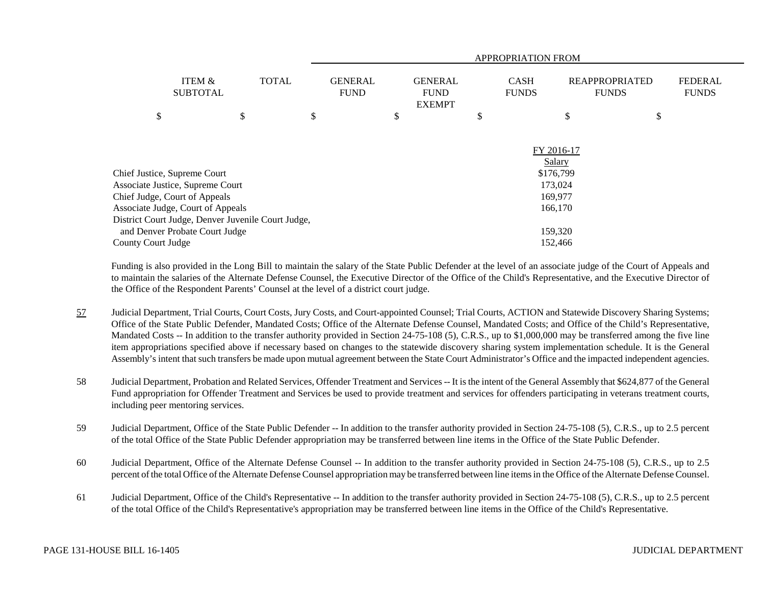| | ITEM & SUBTOTAL | TOTAL | APPROPRIATION FROM GENERAL FUND | GENERAL FUND EXEMPT | CASH FUNDS | REAPPROPRIATED FUNDS | FEDERAL FUNDS |
|---|---|---|---|---|---|---|---|
| | $ | $ | $ | $ | $ | $ | $ |

| | FY 2016-17 Salary |
|---|---|
| Chief Justice, Supreme Court | $176,799 |
| Associate Justice, Supreme Court | 173,024 |
| Chief Judge, Court of Appeals | 169,977 |
| Associate Judge, Court of Appeals | 166,170 |
| District Court Judge, Denver Juvenile Court Judge, and Denver Probate Court Judge | 159,320 |
| County Court Judge | 152,466 |

Funding is also provided in the Long Bill to maintain the salary of the State Public Defender at the level of an associate judge of the Court of Appeals and to maintain the salaries of the Alternate Defense Counsel, the Executive Director of the Office of the Child's Representative, and the Executive Director of the Office of the Respondent Parents' Counsel at the level of a district court judge.

57 Judicial Department, Trial Courts, Court Costs, Jury Costs, and Court-appointed Counsel; Trial Courts, ACTION and Statewide Discovery Sharing Systems; Office of the State Public Defender, Mandated Costs; Office of the Alternate Defense Counsel, Mandated Costs; and Office of the Child's Representative, Mandated Costs -- In addition to the transfer authority provided in Section 24-75-108 (5), C.R.S., up to $1,000,000 may be transferred among the five line item appropriations specified above if necessary based on changes to the statewide discovery sharing system implementation schedule. It is the General Assembly's intent that such transfers be made upon mutual agreement between the State Court Administrator's Office and the impacted independent agencies.

58 Judicial Department, Probation and Related Services, Offender Treatment and Services -- It is the intent of the General Assembly that $624,877 of the General Fund appropriation for Offender Treatment and Services be used to provide treatment and services for offenders participating in veterans treatment courts, including peer mentoring services.

59 Judicial Department, Office of the State Public Defender -- In addition to the transfer authority provided in Section 24-75-108 (5), C.R.S., up to 2.5 percent of the total Office of the State Public Defender appropriation may be transferred between line items in the Office of the State Public Defender.

60 Judicial Department, Office of the Alternate Defense Counsel -- In addition to the transfer authority provided in Section 24-75-108 (5), C.R.S., up to 2.5 percent of the total Office of the Alternate Defense Counsel appropriation may be transferred between line items in the Office of the Alternate Defense Counsel.

61 Judicial Department, Office of the Child's Representative -- In addition to the transfer authority provided in Section 24-75-108 (5), C.R.S., up to 2.5 percent of the total Office of the Child's Representative's appropriation may be transferred between line items in the Office of the Child's Representative.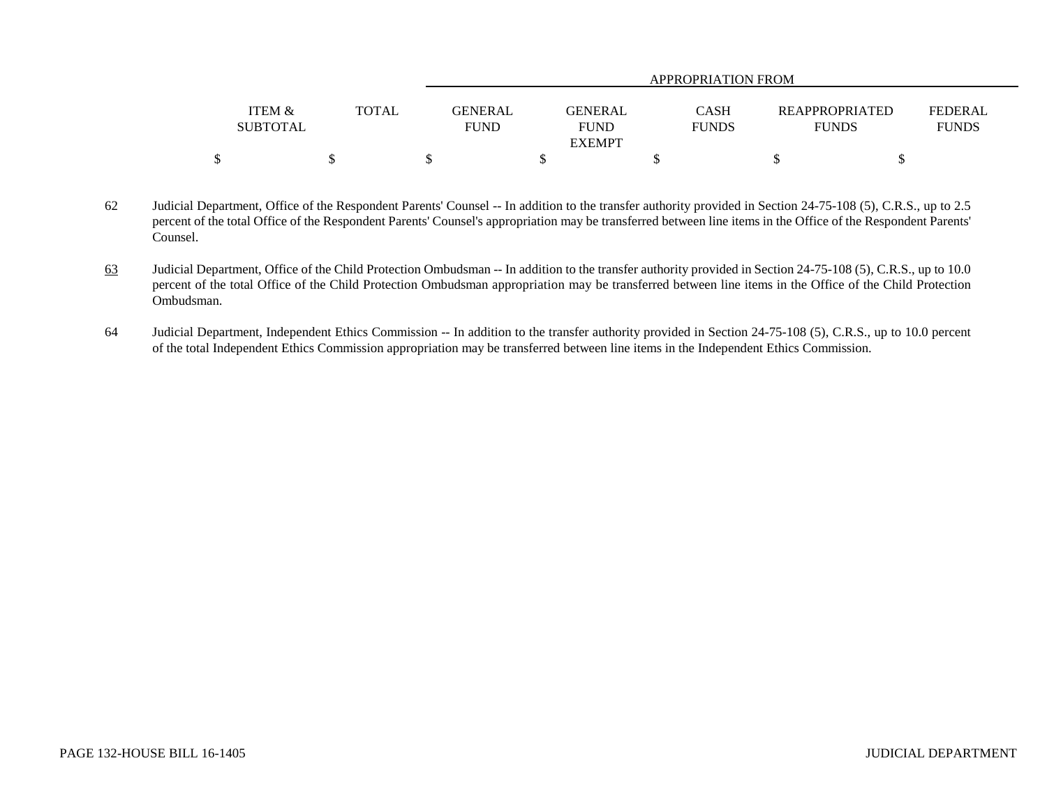| | | | APPROPRIATION FROM | | | | |
|---|---|---|---|---|---|---|---|
| | ITEM & SUBTOTAL | TOTAL | GENERAL FUND | GENERAL FUND EXEMPT | CASH FUNDS | REAPPROPRIATED FUNDS | FEDERAL FUNDS |
| | $ | $ | $ | $ | $ | $ | $ |

62 Judicial Department, Office of the Respondent Parents' Counsel -- In addition to the transfer authority provided in Section 24-75-108 (5), C.R.S., up to 2.5 percent of the total Office of the Respondent Parents' Counsel's appropriation may be transferred between line items in the Office of the Respondent Parents' Counsel.

63 Judicial Department, Office of the Child Protection Ombudsman -- In addition to the transfer authority provided in Section 24-75-108 (5), C.R.S., up to 10.0 percent of the total Office of the Child Protection Ombudsman appropriation may be transferred between line items in the Office of the Child Protection Ombudsman.

64 Judicial Department, Independent Ethics Commission -- In addition to the transfer authority provided in Section 24-75-108 (5), C.R.S., up to 10.0 percent of the total Independent Ethics Commission appropriation may be transferred between line items in the Independent Ethics Commission.